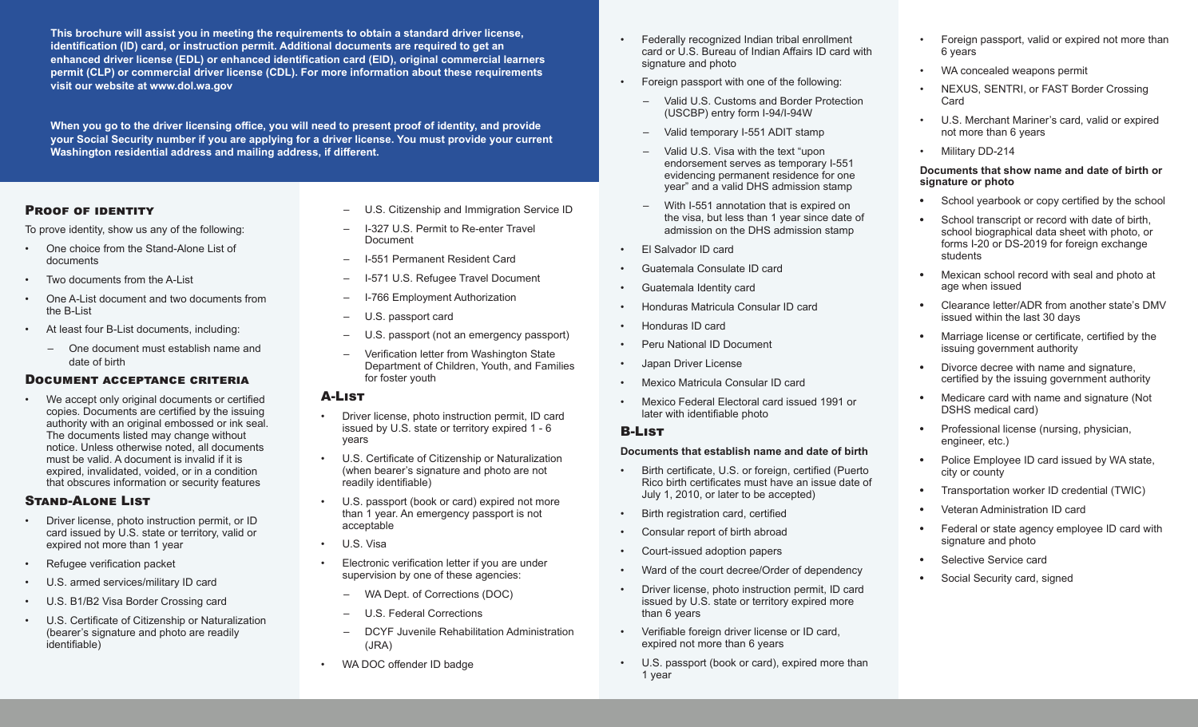**This brochure will assist you in meeting the requirements to obtain a standard driver license, identification (ID) card, or instruction permit. Additional documents are required to get an enhanced driver license (EDL) or enhanced identification card (EID), original commercial learners permit (CLP) or commercial driver license (CDL). For more information about these requirements visit our website at www.dol.wa.gov**

**When you go to the driver licensing office, you will need to present proof of identity, and provide your Social Security number if you are applying for a driver license. You must provide your current Washington residential address and mailing address, if different.**

## Proof of identity

To prove identity, show us any of the following:

- One choice from the Stand-Alone List of documents
- Two documents from the A-List
- One A-List document and two documents from the B-List
- At least four B-List documents, including:
  - One document must establish name and date of birth

## Document acceptance criteria

- We accept only original documents or certified copies. Documents are certified by the issuing authority with an original embossed or ink seal. The documents listed may change without notice. Unless otherwise noted, all documents must be valid. A document is invalid if it is expired, invalidated, voided, or in a condition that obscures information or security features

## Stand-Alone List

- Driver license, photo instruction permit, or ID card issued by U.S. state or territory, valid or expired not more than 1 year
- Refugee verification packet
- U.S. armed services/military ID card
- U.S. B1/B2 Visa Border Crossing card
- U.S. Certificate of Citizenship or Naturalization (bearer's signature and photo are readily identifiable)
  - U.S. Citizenship and Immigration Service ID
  - I-327 U.S. Permit to Re-enter Travel Document
  - I-551 Permanent Resident Card
  - I-571 U.S. Refugee Travel Document
  - I-766 Employment Authorization
  - U.S. passport card
  - U.S. passport (not an emergency passport)
  - Verification letter from Washington State Department of Children, Youth, and Families for foster youth

## A-List

- Driver license, photo instruction permit, ID card issued by U.S. state or territory expired 1 - 6 years
- U.S. Certificate of Citizenship or Naturalization (when bearer's signature and photo are not readily identifiable)
- U.S. passport (book or card) expired not more than 1 year. An emergency passport is not acceptable
- U.S. Visa
- Electronic verification letter if you are under supervision by one of these agencies:
  - WA Dept. of Corrections (DOC)
  - U.S. Federal Corrections
  - DCYF Juvenile Rehabilitation Administration (JRA)
- WA DOC offender ID badge
- Federally recognized Indian tribal enrollment card or U.S. Bureau of Indian Affairs ID card with signature and photo
- Foreign passport with one of the following:
  - Valid U.S. Customs and Border Protection (USCBP) entry form I-94/I-94W
  - Valid temporary I-551 ADIT stamp
  - Valid U.S. Visa with the text "upon endorsement serves as temporary I-551 evidencing permanent residence for one year" and a valid DHS admission stamp
  - With I-551 annotation that is expired on the visa, but less than 1 year since date of admission on the DHS admission stamp
- El Salvador ID card
- Guatemala Consulate ID card
- Guatemala Identity card
- Honduras Matricula Consular ID card
- Honduras ID card
- Peru National ID Document
- Japan Driver License
- Mexico Matricula Consular ID card
- Mexico Federal Electoral card issued 1991 or later with identifiable photo

## B-List

**Documents that establish name and date of birth**

- Birth certificate, U.S. or foreign, certified (Puerto Rico birth certificates must have an issue date of July 1, 2010, or later to be accepted)
- Birth registration card, certified
- Consular report of birth abroad
- Court-issued adoption papers
- Ward of the court decree/Order of dependency
- Driver license, photo instruction permit, ID card issued by U.S. state or territory expired more than 6 years
- Verifiable foreign driver license or ID card, expired not more than 6 years
- U.S. passport (book or card), expired more than 1 year
- Foreign passport, valid or expired not more than 6 years
- WA concealed weapons permit
- NEXUS, SENTRI, or FAST Border Crossing Card
- U.S. Merchant Mariner's card, valid or expired not more than 6 years
- Military DD-214

**Documents that show name and date of birth or signature or photo**

- School yearbook or copy certified by the school
- School transcript or record with date of birth, school biographical data sheet with photo, or forms I-20 or DS-2019 for foreign exchange students
- Mexican school record with seal and photo at age when issued
- Clearance letter/ADR from another state's DMV issued within the last 30 days
- Marriage license or certificate, certified by the issuing government authority
- Divorce decree with name and signature, certified by the issuing government authority
- Medicare card with name and signature (Not DSHS medical card)
- Professional license (nursing, physician, engineer, etc.)
- Police Employee ID card issued by WA state, city or county
- Transportation worker ID credential (TWIC)
- Veteran Administration ID card
- Federal or state agency employee ID card with signature and photo
- Selective Service card
- Social Security card, signed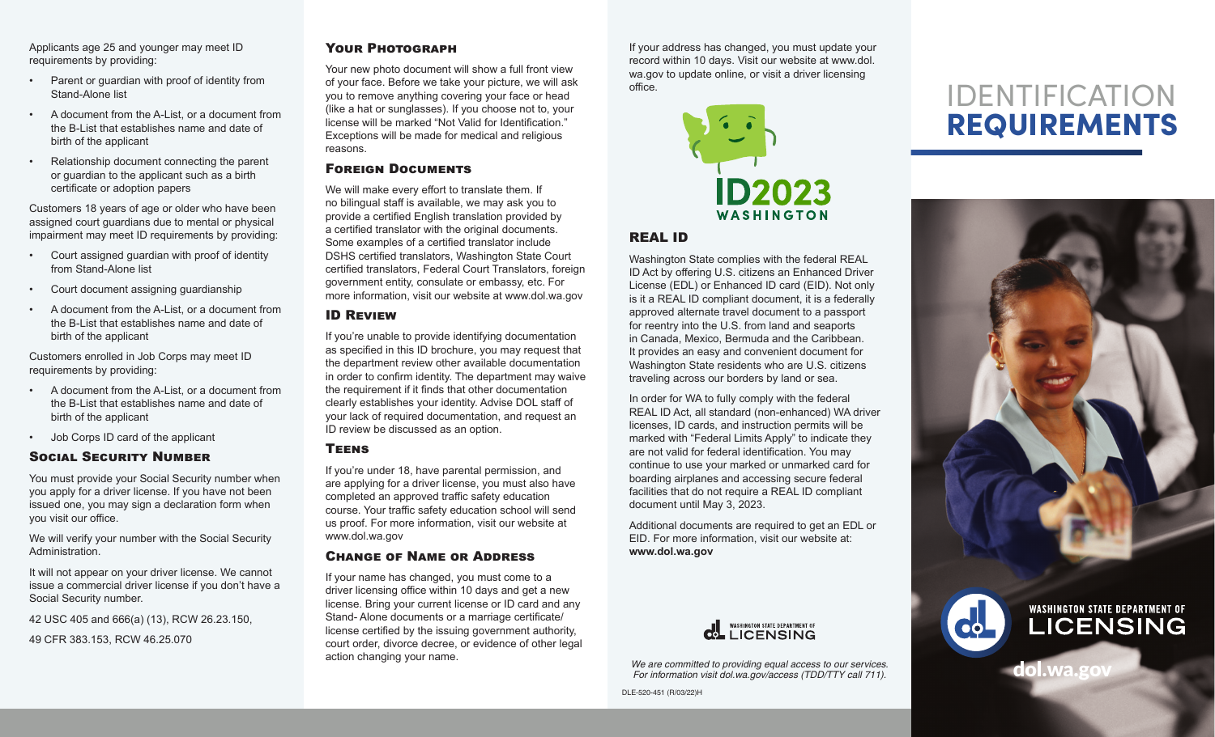Applicants age 25 and younger may meet ID requirements by providing:

- Parent or guardian with proof of identity from Stand-Alone list
- A document from the A-List, or a document from the B-List that establishes name and date of birth of the applicant
- Relationship document connecting the parent or guardian to the applicant such as a birth certificate or adoption papers

Customers 18 years of age or older who have been assigned court guardians due to mental or physical impairment may meet ID requirements by providing:

- Court assigned guardian with proof of identity from Stand-Alone list
- Court document assigning guardianship
- A document from the A-List, or a document from the B-List that establishes name and date of birth of the applicant

Customers enrolled in Job Corps may meet ID requirements by providing:

- A document from the A-List, or a document from the B-List that establishes name and date of birth of the applicant
- Job Corps ID card of the applicant

## Social Security Number

You must provide your Social Security number when you apply for a driver license. If you have not been issued one, you may sign a declaration form when you visit our office.

We will verify your number with the Social Security Administration.

It will not appear on your driver license. We cannot issue a commercial driver license if you don't have a Social Security number.

42 USC 405 and 666(a) (13), RCW 26.23.150,

49 CFR 383.153, RCW 46.25.070

## Your Photograph

Your new photo document will show a full front view of your face. Before we take your picture, we will ask you to remove anything covering your face or head (like a hat or sunglasses). If you choose not to, your license will be marked "Not Valid for Identification." Exceptions will be made for medical and religious reasons.

## Foreign Documents

We will make every effort to translate them. If no bilingual staff is available, we may ask you to provide a certified English translation provided by a certified translator with the original documents. Some examples of a certified translator include DSHS certified translators, Washington State Court certified translators, Federal Court Translators, foreign government entity, consulate or embassy, etc. For more information, visit our website at www.dol.wa.gov

## ID Review

If you're unable to provide identifying documentation as specified in this ID brochure, you may request that the department review other available documentation in order to confirm identity. The department may waive the requirement if it finds that other documentation clearly establishes your identity. Advise DOL staff of your lack of required documentation, and request an ID review be discussed as an option.

## Teens

If you're under 18, have parental permission, and are applying for a driver license, you must also have completed an approved traffic safety education course. Your traffic safety education school will send us proof. For more information, visit our website at www.dol.wa.gov

## Change of Name or Address

If your name has changed, you must come to a driver licensing office within 10 days and get a new license. Bring your current license or ID card and any Stand- Alone documents or a marriage certificate/license certified by the issuing government authority, court order, divorce decree, or evidence of other legal action changing your name.

If your address has changed, you must update your record within 10 days. Visit our website at www.dol.wa.gov to update online, or visit a driver licensing office.

ID2023
WASHINGTON

## REAL ID

Washington State complies with the federal REAL ID Act by offering U.S. citizens an Enhanced Driver License (EDL) or Enhanced ID card (EID). Not only is it a REAL ID compliant document, it is a federally approved alternate travel document to a passport for reentry into the U.S. from land and seaports in Canada, Mexico, Bermuda and the Caribbean. It provides an easy and convenient document for Washington State residents who are U.S. citizens traveling across our borders by land or sea.

In order for WA to fully comply with the federal REAL ID Act, all standard (non-enhanced) WA driver licenses, ID cards, and instruction permits will be marked with "Federal Limits Apply" to indicate they are not valid for federal identification. You may continue to use your marked or unmarked card for boarding airplanes and accessing secure federal facilities that do not require a REAL ID compliant document until May 3, 2023.

Additional documents are required to get an EDL or EID. For more information, visit our website at: **www.dol.wa.gov**

WASHINGTON STATE DEPARTMENT OF LICENSING

*We are committed to providing equal access to our services. For information visit dol.wa.gov/access (TDD/TTY call 711).*

DLE-520-451 (R/03/22)H

# IDENTIFICATION **REQUIREMENTS**

WASHINGTON STATE DEPARTMENT OF LICENSING

dol.wa.gov